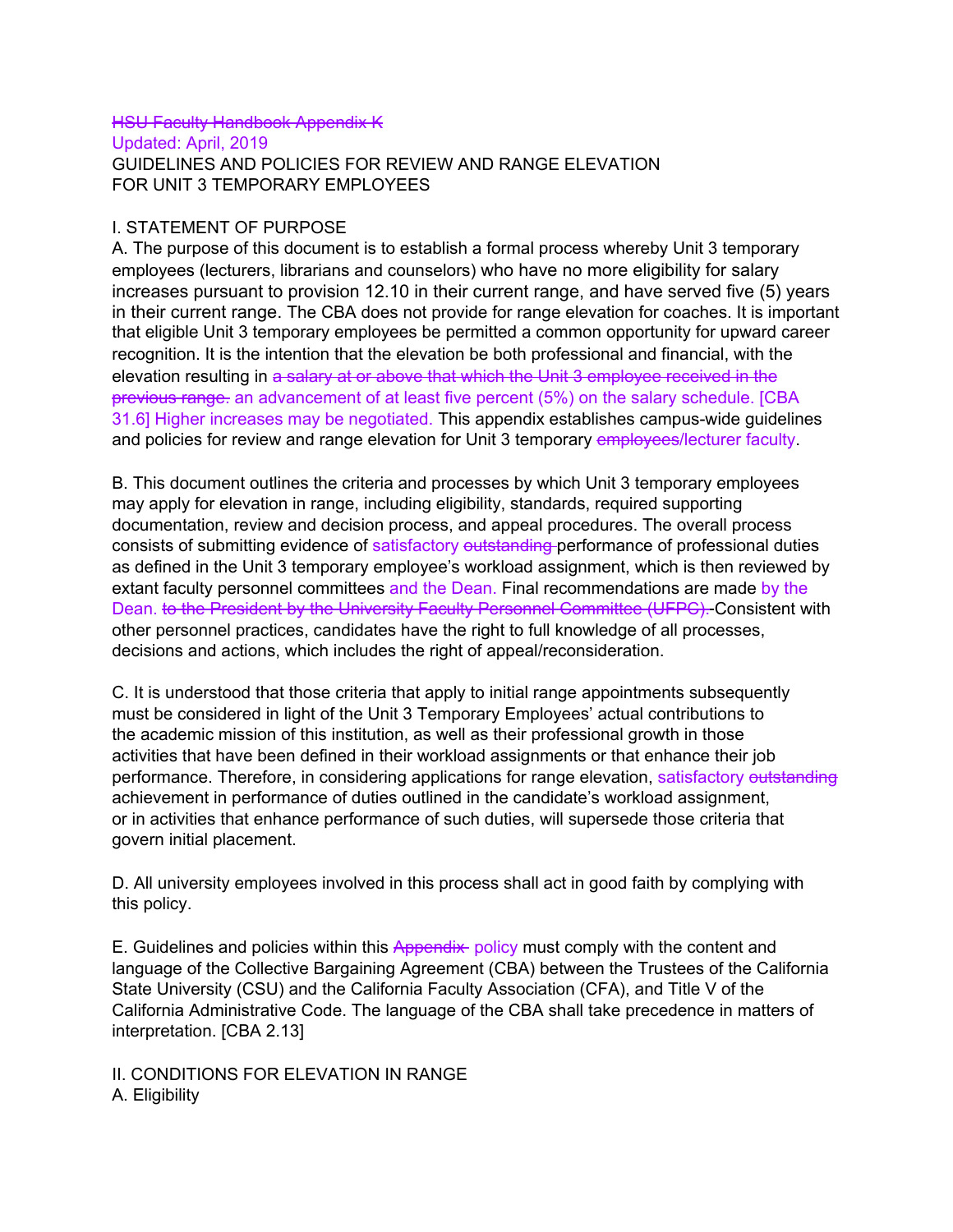~~HSU Faculty Handbook Appendix K~~

Updated: April, 2019

GUIDELINES AND POLICIES FOR REVIEW AND RANGE ELEVATION FOR UNIT 3 TEMPORARY EMPLOYEES

## I. STATEMENT OF PURPOSE

A. The purpose of this document is to establish a formal process whereby Unit 3 temporary employees (lecturers, librarians and counselors) who have no more eligibility for salary increases pursuant to provision 12.10 in their current range, and have served five (5) years in their current range. The CBA does not provide for range elevation for coaches. It is important that eligible Unit 3 temporary employees be permitted a common opportunity for upward career recognition. It is the intention that the elevation be both professional and financial, with the elevation resulting in ~~a salary at or above that which the Unit 3 employee received in the previous range.~~ an advancement of at least five percent (5%) on the salary schedule. [CBA 31.6] Higher increases may be negotiated. This appendix establishes campus-wide guidelines and policies for review and range elevation for Unit 3 temporary ~~employees~~/lecturer faculty.

B. This document outlines the criteria and processes by which Unit 3 temporary employees may apply for elevation in range, including eligibility, standards, required supporting documentation, review and decision process, and appeal procedures. The overall process consists of submitting evidence of satisfactory ~~outstanding~~ performance of professional duties as defined in the Unit 3 temporary employee's workload assignment, which is then reviewed by extant faculty personnel committees and the Dean. Final recommendations are made by the Dean. ~~to the President by the University Faculty Personnel Committee (UFPC).~~ Consistent with other personnel practices, candidates have the right to full knowledge of all processes, decisions and actions, which includes the right of appeal/reconsideration.

C. It is understood that those criteria that apply to initial range appointments subsequently must be considered in light of the Unit 3 Temporary Employees' actual contributions to the academic mission of this institution, as well as their professional growth in those activities that have been defined in their workload assignments or that enhance their job performance. Therefore, in considering applications for range elevation, satisfactory ~~outstanding~~ achievement in performance of duties outlined in the candidate's workload assignment, or in activities that enhance performance of such duties, will supersede those criteria that govern initial placement.

D. All university employees involved in this process shall act in good faith by complying with this policy.

E. Guidelines and policies within this ~~Appendix~~ policy must comply with the content and language of the Collective Bargaining Agreement (CBA) between the Trustees of the California State University (CSU) and the California Faculty Association (CFA), and Title V of the California Administrative Code. The language of the CBA shall take precedence in matters of interpretation. [CBA 2.13]

## II. CONDITIONS FOR ELEVATION IN RANGE

### A. Eligibility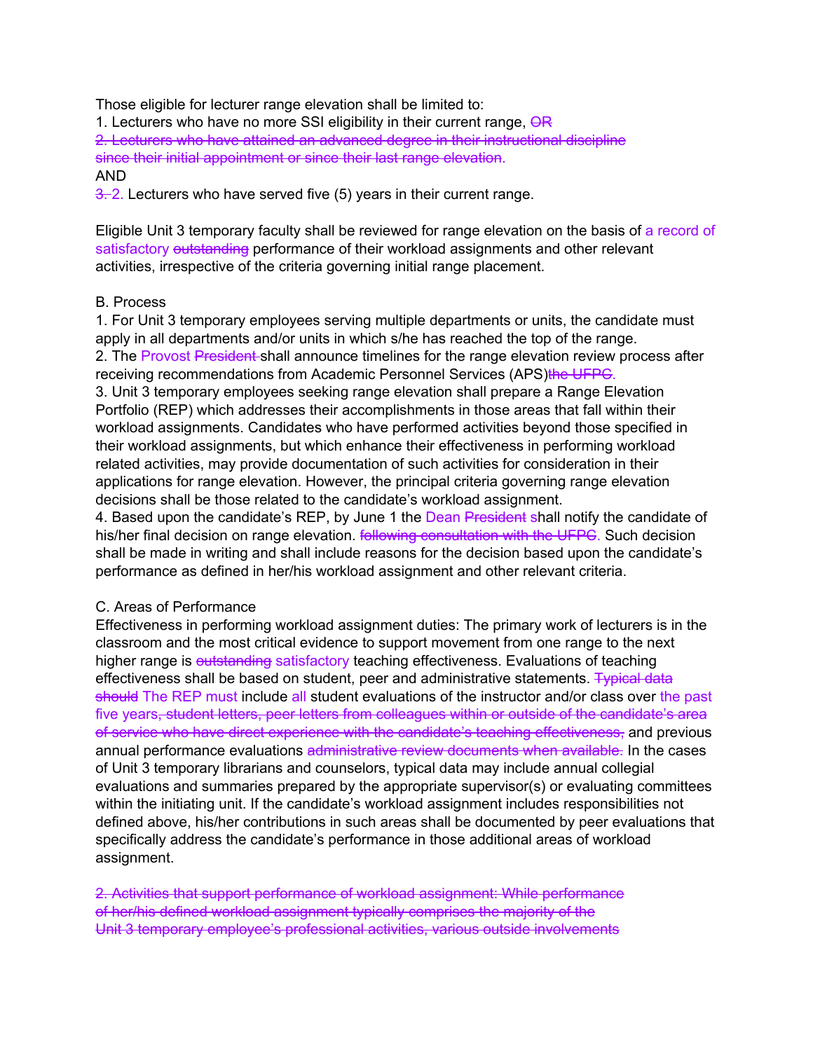Those eligible for lecturer range elevation shall be limited to:
1. Lecturers who have no more SSI eligibility in their current range, ~~OR~~
~~2. Lecturers who have attained an advanced degree in their instructional discipline since their initial appointment or since their last range elevation.~~
AND
~~3.~~ 2. Lecturers who have served five (5) years in their current range.

Eligible Unit 3 temporary faculty shall be reviewed for range elevation on the basis of a record of satisfactory ~~outstanding~~ performance of their workload assignments and other relevant activities, irrespective of the criteria governing initial range placement.

B. Process
1. For Unit 3 temporary employees serving multiple departments or units, the candidate must apply in all departments and/or units in which s/he has reached the top of the range.
2. The Provost ~~President~~ shall announce timelines for the range elevation review process after receiving recommendations from Academic Personnel Services (APS)~~the UFPC~~.
3. Unit 3 temporary employees seeking range elevation shall prepare a Range Elevation Portfolio (REP) which addresses their accomplishments in those areas that fall within their workload assignments. Candidates who have performed activities beyond those specified in their workload assignments, but which enhance their effectiveness in performing workload related activities, may provide documentation of such activities for consideration in their applications for range elevation. However, the principal criteria governing range elevation decisions shall be those related to the candidate's workload assignment.
4. Based upon the candidate's REP, by June 1 the Dean ~~President~~ shall notify the candidate of his/her final decision on range elevation. ~~following consultation with the UFPC.~~ Such decision shall be made in writing and shall include reasons for the decision based upon the candidate's performance as defined in her/his workload assignment and other relevant criteria.

C. Areas of Performance
Effectiveness in performing workload assignment duties: The primary work of lecturers is in the classroom and the most critical evidence to support movement from one range to the next higher range is ~~outstanding~~ satisfactory teaching effectiveness. Evaluations of teaching effectiveness shall be based on student, peer and administrative statements. ~~Typical data should~~ The REP must include all student evaluations of the instructor and/or class over the past five years~~, student letters, peer letters from colleagues within or outside of the candidate's area of service who have direct experience with the candidate's teaching effectiveness,~~ and previous annual performance evaluations ~~administrative review documents when available.~~ In the cases of Unit 3 temporary librarians and counselors, typical data may include annual collegial evaluations and summaries prepared by the appropriate supervisor(s) or evaluating committees within the initiating unit. If the candidate's workload assignment includes responsibilities not defined above, his/her contributions in such areas shall be documented by peer evaluations that specifically address the candidate's performance in those additional areas of workload assignment.

~~2. Activities that support performance of workload assignment: While performance of her/his defined workload assignment typically comprises the majority of the Unit 3 temporary employee's professional activities, various outside involvements~~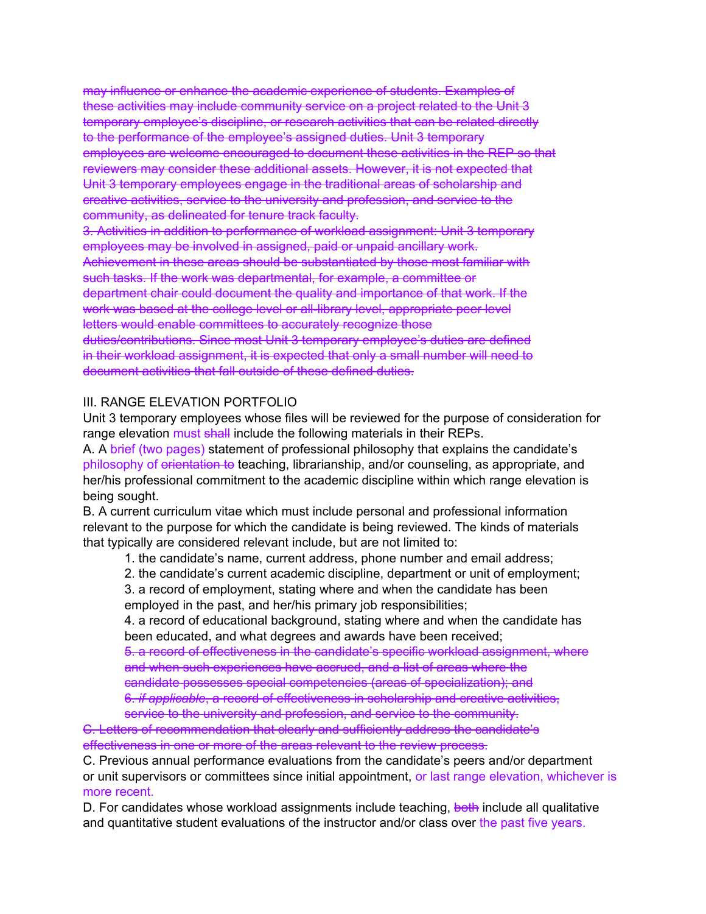~~may influence or enhance the academic experience of students. Examples of these activities may include community service on a project related to the Unit 3 temporary employee's discipline, or research activities that can be related directly to the performance of the employee's assigned duties. Unit 3 temporary employees are welcome encouraged to document these activities in the REP so that reviewers may consider these additional assets. However, it is not expected that Unit 3 temporary employees engage in the traditional areas of scholarship and creative activities, service to the university and profession, and service to the community, as delineated for tenure track faculty.~~

~~3. Activities in addition to performance of workload assignment: Unit 3 temporary employees may be involved in assigned, paid or unpaid ancillary work. Achievement in these areas should be substantiated by those most familiar with such tasks. If the work was departmental, for example, a committee or department chair could document the quality and importance of that work. If the work was based at the college level or all-library level, appropriate peer level letters would enable committees to accurately recognize those duties/contributions. Since most Unit 3 temporary employee's duties are defined in their workload assignment, it is expected that only a small number will need to document activities that fall outside of these defined duties.~~

III. RANGE ELEVATION PORTFOLIO

Unit 3 temporary employees whose files will be reviewed for the purpose of consideration for range elevation must ~~shall~~ include the following materials in their REPs.

A. A brief (two pages) statement of professional philosophy that explains the candidate's philosophy of ~~orientation to~~ teaching, librarianship, and/or counseling, as appropriate, and her/his professional commitment to the academic discipline within which range elevation is being sought.

B. A current curriculum vitae which must include personal and professional information relevant to the purpose for which the candidate is being reviewed. The kinds of materials that typically are considered relevant include, but are not limited to:

1. the candidate's name, current address, phone number and email address;
2. the candidate's current academic discipline, department or unit of employment;
3. a record of employment, stating where and when the candidate has been employed in the past, and her/his primary job responsibilities;
4. a record of educational background, stating where and when the candidate has been educated, and what degrees and awards have been received;
5. ~~a record of effectiveness in the candidate's specific workload assignment, where and when such experiences have accrued, and a list of areas where the candidate possesses special competencies (areas of specialization); and~~
6. ~~*if applicable*, a record of effectiveness in scholarship and creative activities, service to the university and profession, and service to the community.~~

~~C. Letters of recommendation that clearly and sufficiently address the candidate's effectiveness in one or more of the areas relevant to the review process.~~

C. Previous annual performance evaluations from the candidate's peers and/or department or unit supervisors or committees since initial appointment, or last range elevation, whichever is more recent.

D. For candidates whose workload assignments include teaching, ~~both~~ include all qualitative and quantitative student evaluations of the instructor and/or class over the past five years.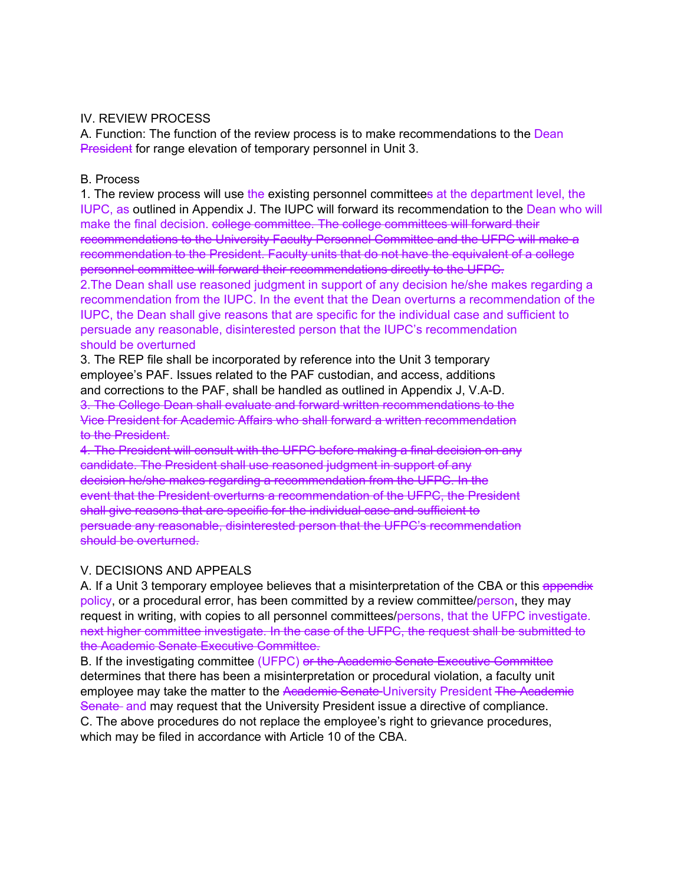## IV. REVIEW PROCESS

A. Function: The function of the review process is to make recommendations to the Dean ~~President~~ for range elevation of temporary personnel in Unit 3.

B. Process

1. The review process will use the existing personnel committee~~s~~ at the department level, the IUPC, as outlined in Appendix J. The IUPC will forward its recommendation to the Dean who will make the final decision. ~~college committee. The college committees will forward their recommendations to the University Faculty Personnel Committee and the UFPC will make a recommendation to the President. Faculty units that do not have the equivalent of a college personnel committee will forward their recommendations directly to the UFPC.~~

2. The Dean shall use reasoned judgment in support of any decision he/she makes regarding a recommendation from the IUPC. In the event that the Dean overturns a recommendation of the IUPC, the Dean shall give reasons that are specific for the individual case and sufficient to persuade any reasonable, disinterested person that the IUPC's recommendation should be overturned

3. The REP file shall be incorporated by reference into the Unit 3 temporary employee's PAF. Issues related to the PAF custodian, and access, additions and corrections to the PAF, shall be handled as outlined in Appendix J, V.A-D.

~~3. The College Dean shall evaluate and forward written recommendations to the Vice President for Academic Affairs who shall forward a written recommendation to the President.~~

~~4. The President will consult with the UFPC before making a final decision on any candidate. The President shall use reasoned judgment in support of any decision he/she makes regarding a recommendation from the UFPC. In the event that the President overturns a recommendation of the UFPC, the President shall give reasons that are specific for the individual case and sufficient to persuade any reasonable, disinterested person that the UFPC's recommendation should be overturned.~~

## V. DECISIONS AND APPEALS

A. If a Unit 3 temporary employee believes that a misinterpretation of the CBA or this ~~appendix~~ policy, or a procedural error, has been committed by a review committee/person, they may request in writing, with copies to all personnel committees/persons, that the UFPC investigate. ~~next higher committee investigate. In the case of the UFPC, the request shall be submitted to the Academic Senate Executive Committee.~~

B. If the investigating committee (UFPC) ~~or the Academic Senate Executive Committee~~ determines that there has been a misinterpretation or procedural violation, a faculty unit employee may take the matter to the ~~Academic Senate~~ University President ~~The Academic Senate~~ and may request that the University President issue a directive of compliance.

C. The above procedures do not replace the employee's right to grievance procedures, which may be filed in accordance with Article 10 of the CBA.